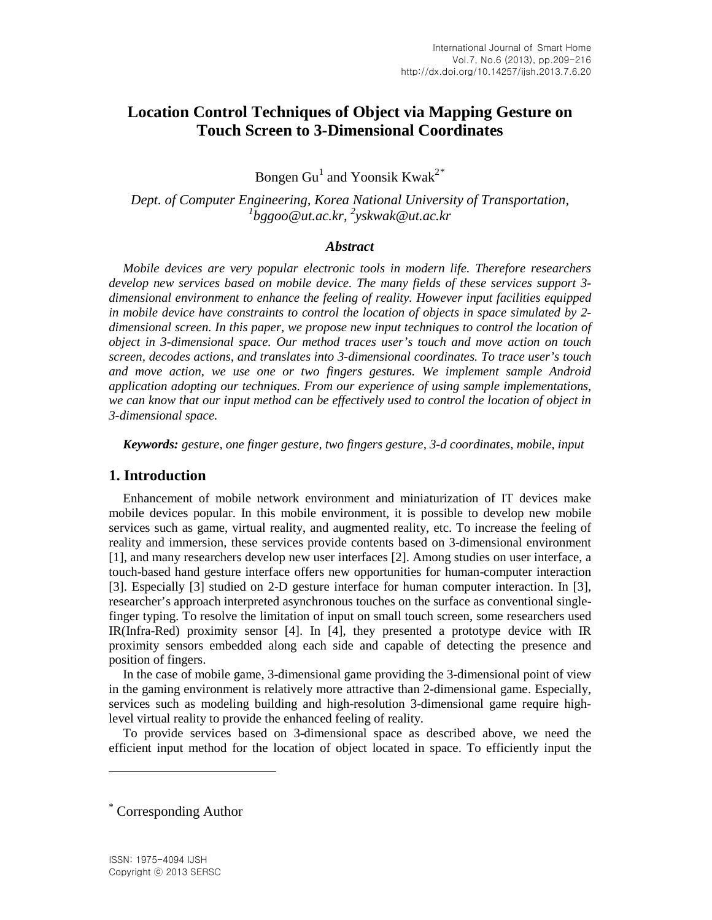# Location Control Techniques of Object via Mapping Gesture on Touch Screen to 3-Dimensional Coordinates

Bongen Gu[1] and Yoonsik Kwak[2*]

*Dept. of Computer Engineering, Korea National University of Transportation,*
*[1]bggoo@ut.ac.kr, [2]yskwak@ut.ac.kr*

### *Abstract*

*Mobile devices are very popular electronic tools in modern life. Therefore researchers develop new services based on mobile device. The many fields of these services support 3-dimensional environment to enhance the feeling of reality. However input facilities equipped in mobile device have constraints to control the location of objects in space simulated by 2-dimensional screen. In this paper, we propose new input techniques to control the location of object in 3-dimensional space. Our method traces user's touch and move action on touch screen, decodes actions, and translates into 3-dimensional coordinates. To trace user's touch and move action, we use one or two fingers gestures. We implement sample Android application adopting our techniques. From our experience of using sample implementations, we can know that our input method can be effectively used to control the location of object in 3-dimensional space.*

***Keywords:*** *gesture, one finger gesture, two fingers gesture, 3-d coordinates, mobile, input*

## 1. Introduction

Enhancement of mobile network environment and miniaturization of IT devices make mobile devices popular. In this mobile environment, it is possible to develop new mobile services such as game, virtual reality, and augmented reality, etc. To increase the feeling of reality and immersion, these services provide contents based on 3-dimensional environment [1], and many researchers develop new user interfaces [2]. Among studies on user interface, a touch-based hand gesture interface offers new opportunities for human-computer interaction [3]. Especially [3] studied on 2-D gesture interface for human computer interaction. In [3], researcher's approach interpreted asynchronous touches on the surface as conventional single-finger typing. To resolve the limitation of input on small touch screen, some researchers used IR(Infra-Red) proximity sensor [4]. In [4], they presented a prototype device with IR proximity sensors embedded along each side and capable of detecting the presence and position of fingers.

In the case of mobile game, 3-dimensional game providing the 3-dimensional point of view in the gaming environment is relatively more attractive than 2-dimensional game. Especially, services such as modeling building and high-resolution 3-dimensional game require high-level virtual reality to provide the enhanced feeling of reality.

To provide services based on 3-dimensional space as described above, we need the efficient input method for the location of object located in space. To efficiently input the

---

[*] Corresponding Author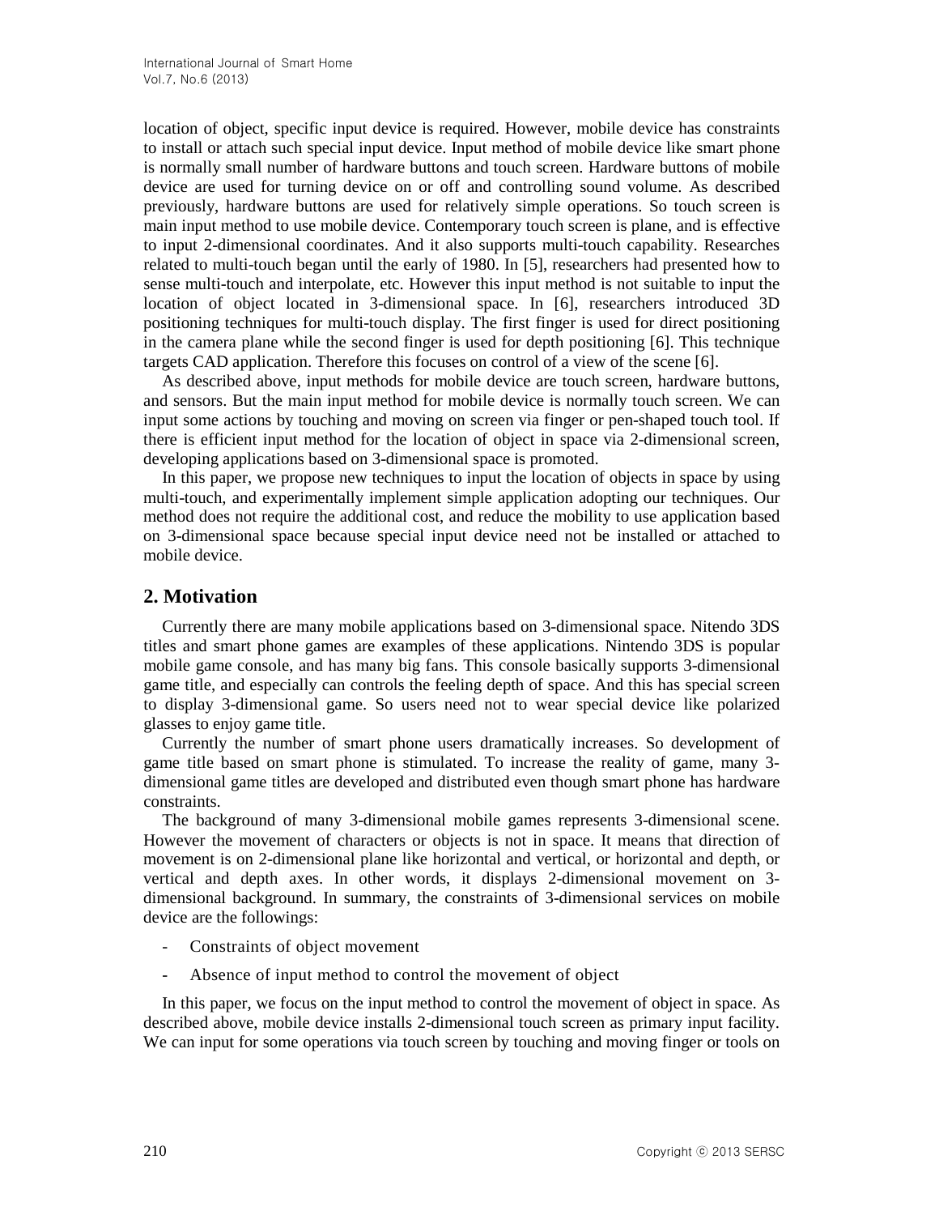location of object, specific input device is required. However, mobile device has constraints to install or attach such special input device. Input method of mobile device like smart phone is normally small number of hardware buttons and touch screen. Hardware buttons of mobile device are used for turning device on or off and controlling sound volume. As described previously, hardware buttons are used for relatively simple operations. So touch screen is main input method to use mobile device. Contemporary touch screen is plane, and is effective to input 2-dimensional coordinates. And it also supports multi-touch capability. Researches related to multi-touch began until the early of 1980. In [5], researchers had presented how to sense multi-touch and interpolate, etc. However this input method is not suitable to input the location of object located in 3-dimensional space. In [6], researchers introduced 3D positioning techniques for multi-touch display. The first finger is used for direct positioning in the camera plane while the second finger is used for depth positioning [6]. This technique targets CAD application. Therefore this focuses on control of a view of the scene [6].

As described above, input methods for mobile device are touch screen, hardware buttons, and sensors. But the main input method for mobile device is normally touch screen. We can input some actions by touching and moving on screen via finger or pen-shaped touch tool. If there is efficient input method for the location of object in space via 2-dimensional screen, developing applications based on 3-dimensional space is promoted.

In this paper, we propose new techniques to input the location of objects in space by using multi-touch, and experimentally implement simple application adopting our techniques. Our method does not require the additional cost, and reduce the mobility to use application based on 3-dimensional space because special input device need not be installed or attached to mobile device.

## 2. Motivation

Currently there are many mobile applications based on 3-dimensional space. Nitendo 3DS titles and smart phone games are examples of these applications. Nintendo 3DS is popular mobile game console, and has many big fans. This console basically supports 3-dimensional game title, and especially can controls the feeling depth of space. And this has special screen to display 3-dimensional game. So users need not to wear special device like polarized glasses to enjoy game title.

Currently the number of smart phone users dramatically increases. So development of game title based on smart phone is stimulated. To increase the reality of game, many 3-dimensional game titles are developed and distributed even though smart phone has hardware constraints.

The background of many 3-dimensional mobile games represents 3-dimensional scene. However the movement of characters or objects is not in space. It means that direction of movement is on 2-dimensional plane like horizontal and vertical, or horizontal and depth, or vertical and depth axes. In other words, it displays 2-dimensional movement on 3-dimensional background. In summary, the constraints of 3-dimensional services on mobile device are the followings:

- Constraints of object movement
- Absence of input method to control the movement of object

In this paper, we focus on the input method to control the movement of object in space. As described above, mobile device installs 2-dimensional touch screen as primary input facility. We can input for some operations via touch screen by touching and moving finger or tools on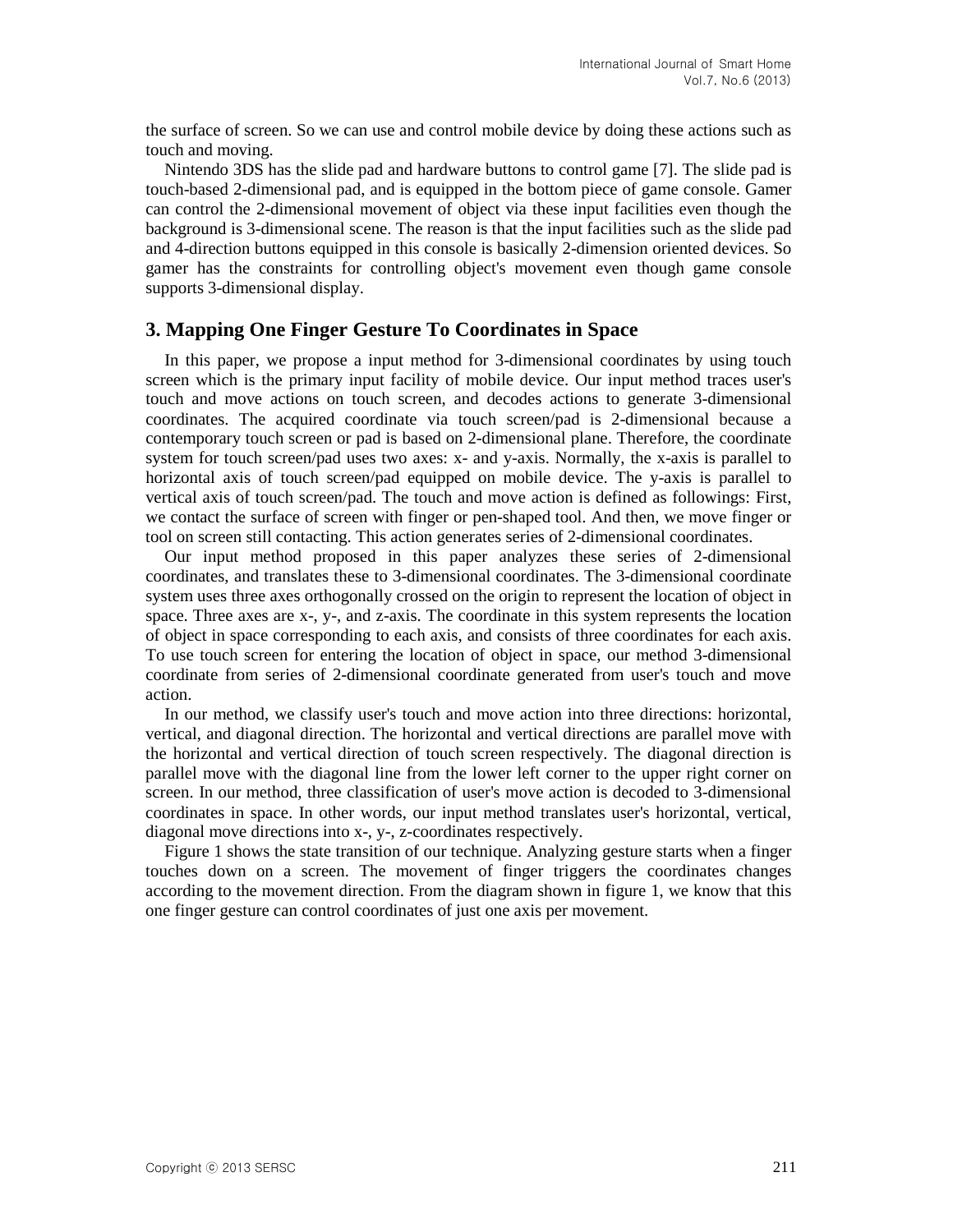the surface of screen. So we can use and control mobile device by doing these actions such as touch and moving.

Nintendo 3DS has the slide pad and hardware buttons to control game [7]. The slide pad is touch-based 2-dimensional pad, and is equipped in the bottom piece of game console. Gamer can control the 2-dimensional movement of object via these input facilities even though the background is 3-dimensional scene. The reason is that the input facilities such as the slide pad and 4-direction buttons equipped in this console is basically 2-dimension oriented devices. So gamer has the constraints for controlling object's movement even though game console supports 3-dimensional display.

## 3. Mapping One Finger Gesture To Coordinates in Space

In this paper, we propose a input method for 3-dimensional coordinates by using touch screen which is the primary input facility of mobile device. Our input method traces user's touch and move actions on touch screen, and decodes actions to generate 3-dimensional coordinates. The acquired coordinate via touch screen/pad is 2-dimensional because a contemporary touch screen or pad is based on 2-dimensional plane. Therefore, the coordinate system for touch screen/pad uses two axes: x- and y-axis. Normally, the x-axis is parallel to horizontal axis of touch screen/pad equipped on mobile device. The y-axis is parallel to vertical axis of touch screen/pad. The touch and move action is defined as followings: First, we contact the surface of screen with finger or pen-shaped tool. And then, we move finger or tool on screen still contacting. This action generates series of 2-dimensional coordinates.

Our input method proposed in this paper analyzes these series of 2-dimensional coordinates, and translates these to 3-dimensional coordinates. The 3-dimensional coordinate system uses three axes orthogonally crossed on the origin to represent the location of object in space. Three axes are x-, y-, and z-axis. The coordinate in this system represents the location of object in space corresponding to each axis, and consists of three coordinates for each axis. To use touch screen for entering the location of object in space, our method 3-dimensional coordinate from series of 2-dimensional coordinate generated from user's touch and move action.

In our method, we classify user's touch and move action into three directions: horizontal, vertical, and diagonal direction. The horizontal and vertical directions are parallel move with the horizontal and vertical direction of touch screen respectively. The diagonal direction is parallel move with the diagonal line from the lower left corner to the upper right corner on screen. In our method, three classification of user's move action is decoded to 3-dimensional coordinates in space. In other words, our input method translates user's horizontal, vertical, diagonal move directions into x-, y-, z-coordinates respectively.

Figure 1 shows the state transition of our technique. Analyzing gesture starts when a finger touches down on a screen. The movement of finger triggers the coordinates changes according to the movement direction. From the diagram shown in figure 1, we know that this one finger gesture can control coordinates of just one axis per movement.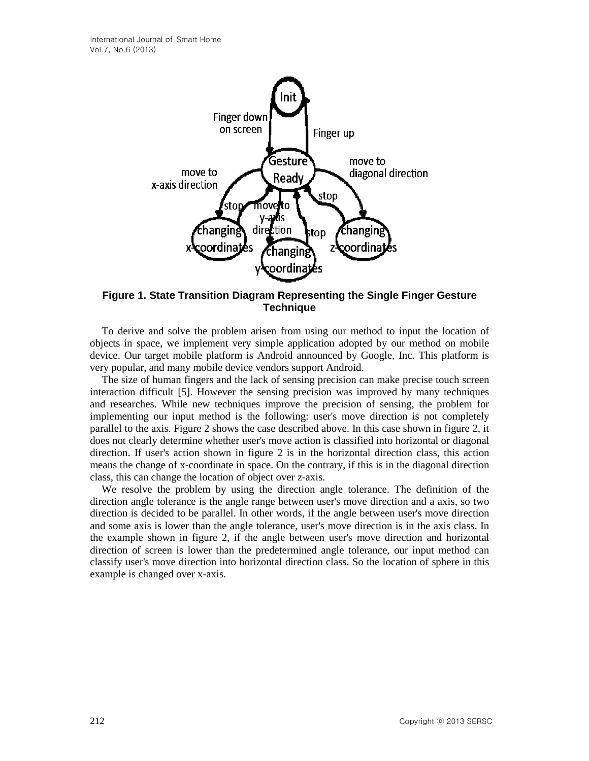**Figure 1. State Transition Diagram Representing the Single Finger Gesture Technique**

To derive and solve the problem arisen from using our method to input the location of objects in space, we implement very simple application adopted by our method on mobile device. Our target mobile platform is Android announced by Google, Inc. This platform is very popular, and many mobile device vendors support Android.

The size of human fingers and the lack of sensing precision can make precise touch screen interaction difficult [5]. However the sensing precision was improved by many techniques and researches. While new techniques improve the precision of sensing, the problem for implementing our input method is the following: user's move direction is not completely parallel to the axis. Figure 2 shows the case described above. In this case shown in figure 2, it does not clearly determine whether user's move action is classified into horizontal or diagonal direction. If user's action shown in figure 2 is in the horizontal direction class, this action means the change of x-coordinate in space. On the contrary, if this is in the diagonal direction class, this can change the location of object over z-axis.

We resolve the problem by using the direction angle tolerance. The definition of the direction angle tolerance is the angle range between user's move direction and a axis, so two direction is decided to be parallel. In other words, if the angle between user's move direction and some axis is lower than the angle tolerance, user's move direction is in the axis class. In the example shown in figure 2, if the angle between user's move direction and horizontal direction of screen is lower than the predetermined angle tolerance, our input method can classify user's move direction into horizontal direction class. So the location of sphere in this example is changed over x-axis.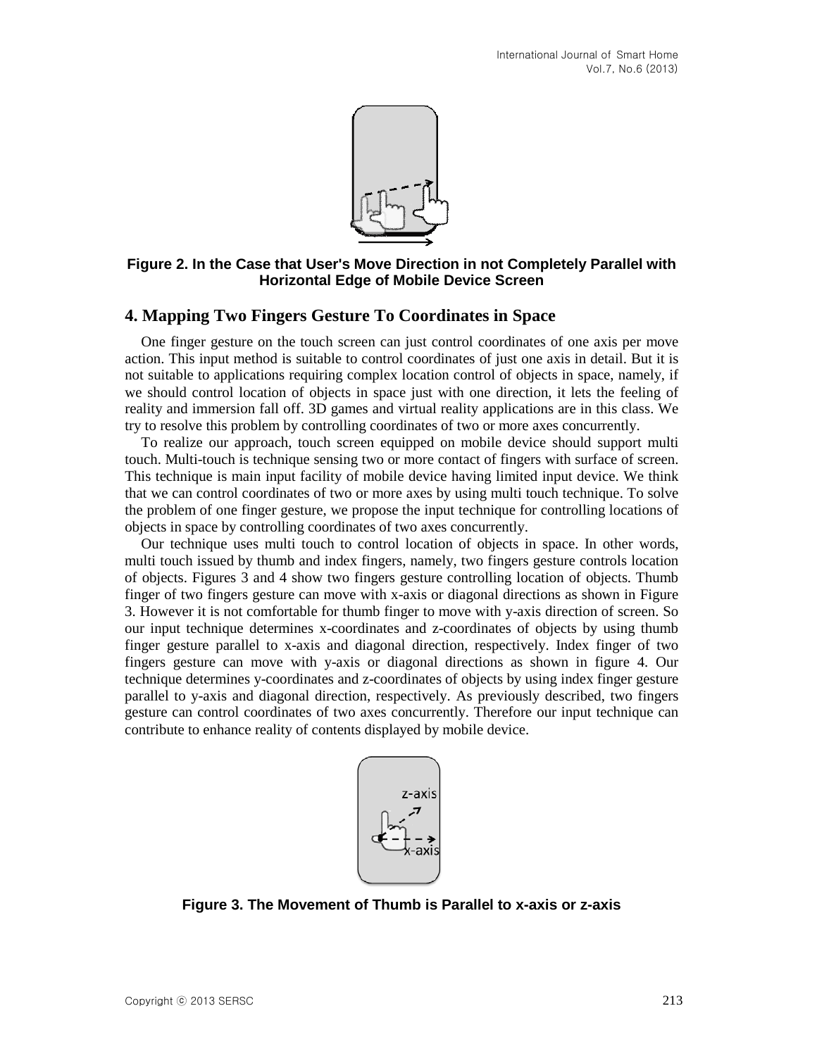Figure 2. In the Case that User's Move Direction in not Completely Parallel with Horizontal Edge of Mobile Device Screen

## 4. Mapping Two Fingers Gesture To Coordinates in Space

One finger gesture on the touch screen can just control coordinates of one axis per move action. This input method is suitable to control coordinates of just one axis in detail. But it is not suitable to applications requiring complex location control of objects in space, namely, if we should control location of objects in space just with one direction, it lets the feeling of reality and immersion fall off. 3D games and virtual reality applications are in this class. We try to resolve this problem by controlling coordinates of two or more axes concurrently.

To realize our approach, touch screen equipped on mobile device should support multi touch. Multi-touch is technique sensing two or more contact of fingers with surface of screen. This technique is main input facility of mobile device having limited input device. We think that we can control coordinates of two or more axes by using multi touch technique. To solve the problem of one finger gesture, we propose the input technique for controlling locations of objects in space by controlling coordinates of two axes concurrently.

Our technique uses multi touch to control location of objects in space. In other words, multi touch issued by thumb and index fingers, namely, two fingers gesture controls location of objects. Figures 3 and 4 show two fingers gesture controlling location of objects. Thumb finger of two fingers gesture can move with x-axis or diagonal directions as shown in Figure 3. However it is not comfortable for thumb finger to move with y-axis direction of screen. So our input technique determines x-coordinates and z-coordinates of objects by using thumb finger gesture parallel to x-axis and diagonal direction, respectively. Index finger of two fingers gesture can move with y-axis or diagonal directions as shown in figure 4. Our technique determines y-coordinates and z-coordinates of objects by using index finger gesture parallel to y-axis and diagonal direction, respectively. As previously described, two fingers gesture can control coordinates of two axes concurrently. Therefore our input technique can contribute to enhance reality of contents displayed by mobile device.

Figure 3. The Movement of Thumb is Parallel to x-axis or z-axis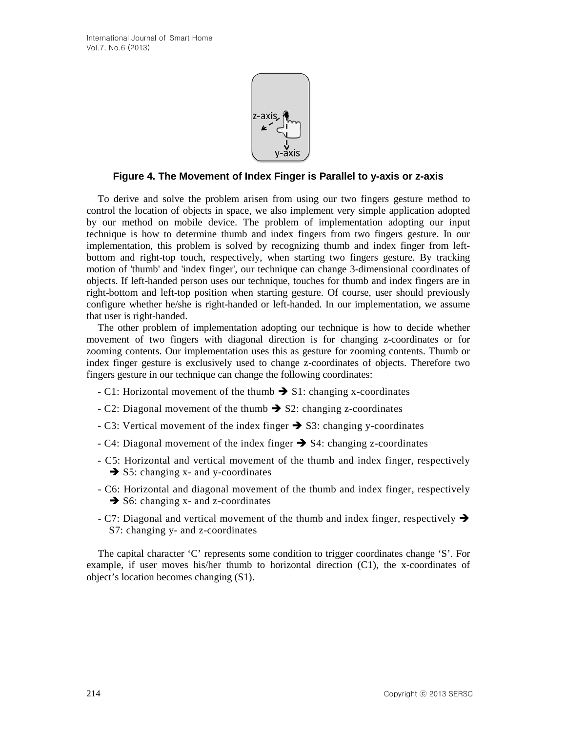**Figure 4. The Movement of Index Finger is Parallel to y-axis or z-axis**

To derive and solve the problem arisen from using our two fingers gesture method to control the location of objects in space, we also implement very simple application adopted by our method on mobile device. The problem of implementation adopting our input technique is how to determine thumb and index fingers from two fingers gesture. In our implementation, this problem is solved by recognizing thumb and index finger from left-bottom and right-top touch, respectively, when starting two fingers gesture. By tracking motion of 'thumb' and 'index finger', our technique can change 3-dimensional coordinates of objects. If left-handed person uses our technique, touches for thumb and index fingers are in right-bottom and left-top position when starting gesture. Of course, user should previously configure whether he/she is right-handed or left-handed. In our implementation, we assume that user is right-handed.

The other problem of implementation adopting our technique is how to decide whether movement of two fingers with diagonal direction is for changing z-coordinates or for zooming contents. Our implementation uses this as gesture for zooming contents. Thumb or index finger gesture is exclusively used to change z-coordinates of objects. Therefore two fingers gesture in our technique can change the following coordinates:

- C1: Horizontal movement of the thumb ➔ S1: changing x-coordinates
- C2: Diagonal movement of the thumb ➔ S2: changing z-coordinates
- C3: Vertical movement of the index finger ➔ S3: changing y-coordinates
- C4: Diagonal movement of the index finger ➔ S4: changing z-coordinates
- C5: Horizontal and vertical movement of the thumb and index finger, respectively ➔ S5: changing x- and y-coordinates
- C6: Horizontal and diagonal movement of the thumb and index finger, respectively ➔ S6: changing x- and z-coordinates
- C7: Diagonal and vertical movement of the thumb and index finger, respectively ➔ S7: changing y- and z-coordinates

The capital character 'C' represents some condition to trigger coordinates change 'S'. For example, if user moves his/her thumb to horizontal direction (C1), the x-coordinates of object's location becomes changing (S1).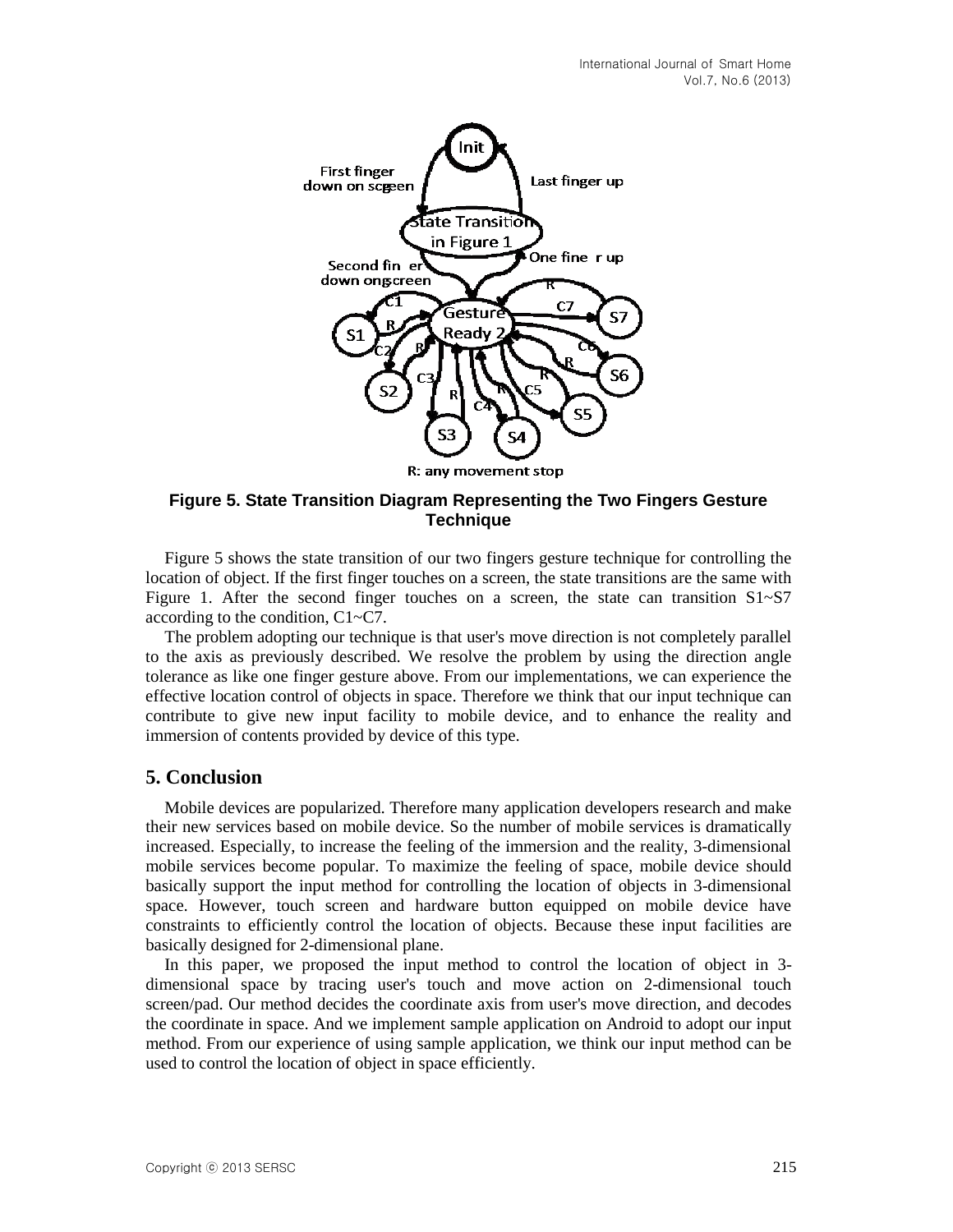**Figure 5. State Transition Diagram Representing the Two Fingers Gesture Technique**

Figure 5 shows the state transition of our two fingers gesture technique for controlling the location of object. If the first finger touches on a screen, the state transitions are the same with Figure 1. After the second finger touches on a screen, the state can transition S1~S7 according to the condition, C1~C7.

The problem adopting our technique is that user's move direction is not completely parallel to the axis as previously described. We resolve the problem by using the direction angle tolerance as like one finger gesture above. From our implementations, we can experience the effective location control of objects in space. Therefore we think that our input technique can contribute to give new input facility to mobile device, and to enhance the reality and immersion of contents provided by device of this type.

## 5. Conclusion

Mobile devices are popularized. Therefore many application developers research and make their new services based on mobile device. So the number of mobile services is dramatically increased. Especially, to increase the feeling of the immersion and the reality, 3-dimensional mobile services become popular. To maximize the feeling of space, mobile device should basically support the input method for controlling the location of objects in 3-dimensional space. However, touch screen and hardware button equipped on mobile device have constraints to efficiently control the location of objects. Because these input facilities are basically designed for 2-dimensional plane.

In this paper, we proposed the input method to control the location of object in 3-dimensional space by tracing user's touch and move action on 2-dimensional touch screen/pad. Our method decides the coordinate axis from user's move direction, and decodes the coordinate in space. And we implement sample application on Android to adopt our input method. From our experience of using sample application, we think our input method can be used to control the location of object in space efficiently.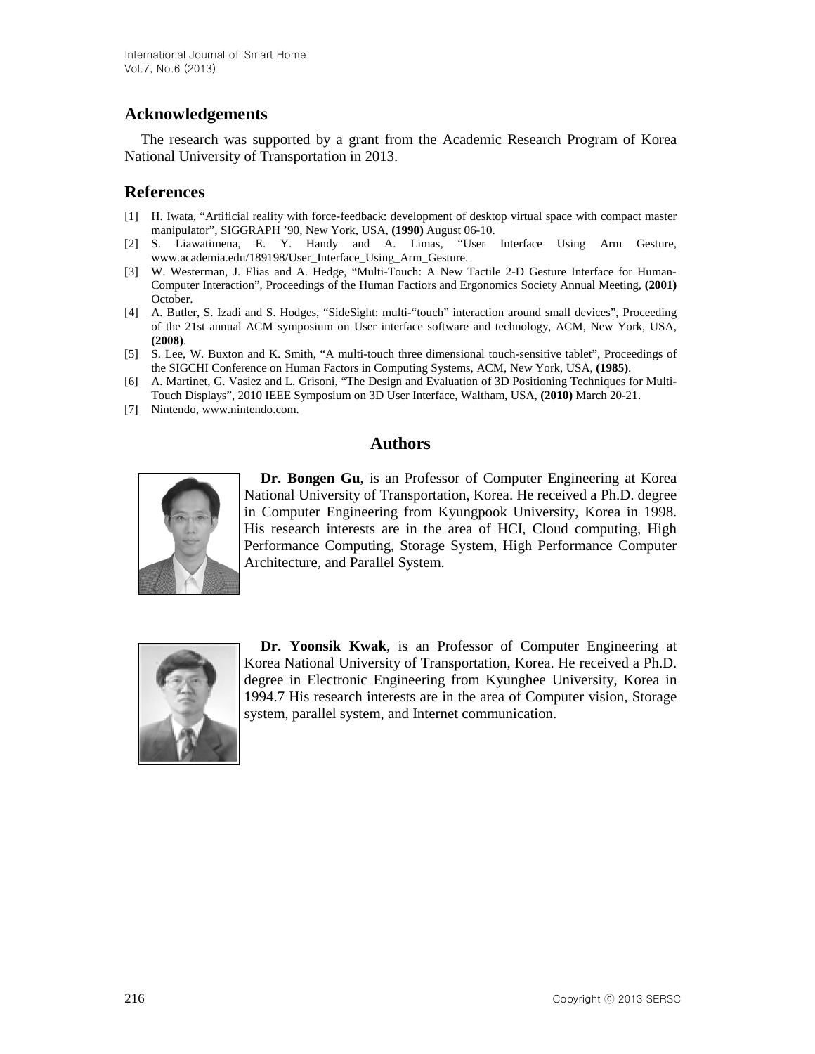## Acknowledgements

The research was supported by a grant from the Academic Research Program of Korea National University of Transportation in 2013.

## References

[1] H. Iwata, "Artificial reality with force-feedback: development of desktop virtual space with compact master manipulator", SIGGRAPH '90, New York, USA, **(1990)** August 06-10.

[2] S. Liawatimena, E. Y. Handy and A. Limas, "User Interface Using Arm Gesture, www.academia.edu/189198/User_Interface_Using_Arm_Gesture.

[3] W. Westerman, J. Elias and A. Hedge, "Multi-Touch: A New Tactile 2-D Gesture Interface for Human-Computer Interaction", Proceedings of the Human Factiors and Ergonomics Society Annual Meeting, **(2001)** October.

[4] A. Butler, S. Izadi and S. Hodges, "SideSight: multi-"touch" interaction around small devices", Proceeding of the 21st annual ACM symposium on User interface software and technology, ACM, New York, USA, **(2008)**.

[5] S. Lee, W. Buxton and K. Smith, "A multi-touch three dimensional touch-sensitive tablet", Proceedings of the SIGCHI Conference on Human Factors in Computing Systems, ACM, New York, USA, **(1985)**.

[6] A. Martinet, G. Vasiez and L. Grisoni, "The Design and Evaluation of 3D Positioning Techniques for Multi-Touch Displays", 2010 IEEE Symposium on 3D User Interface, Waltham, USA, **(2010)** March 20-21.

[7] Nintendo, www.nintendo.com.

## Authors

**Dr. Bongen Gu**, is an Professor of Computer Engineering at Korea National University of Transportation, Korea. He received a Ph.D. degree in Computer Engineering from Kyungpook University, Korea in 1998. His research interests are in the area of HCI, Cloud computing, High Performance Computing, Storage System, High Performance Computer Architecture, and Parallel System.

**Dr. Yoonsik Kwak**, is an Professor of Computer Engineering at Korea National University of Transportation, Korea. He received a Ph.D. degree in Electronic Engineering from Kyunghee University, Korea in 1994.7 His research interests are in the area of Computer vision, Storage system, parallel system, and Internet communication.